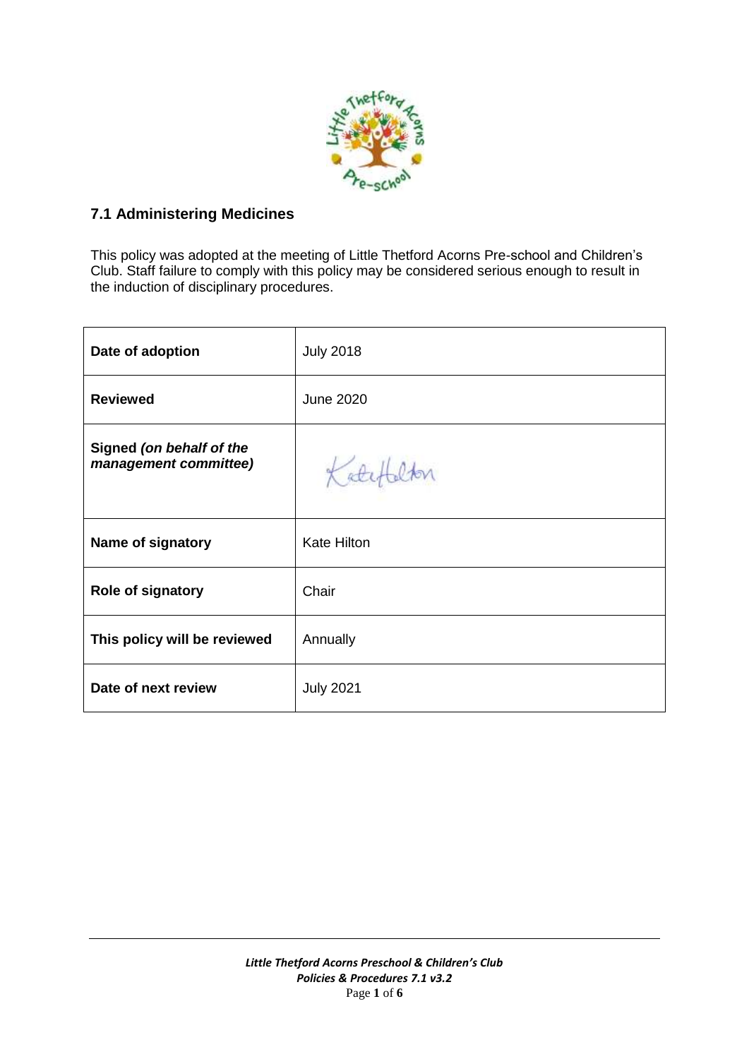## 7.1 Administering Medicines

This policy was adopted at the meeting of Little Thetford Acorns Pre-school and Children's Club. Staff failure to comply with this policy may be considered serious enough to result in the induction of disciplinary procedures.

| | |
|---|---|
| **Date of adoption** | July 2018 |
| **Reviewed** | June 2020 |
| **Signed** ***(on behalf of the management committee)*** | Kate Hilton |
| **Name of signatory** | Kate Hilton |
| **Role of signatory** | Chair |
| **This policy will be reviewed** | Annually |
| **Date of next review** | July 2021 |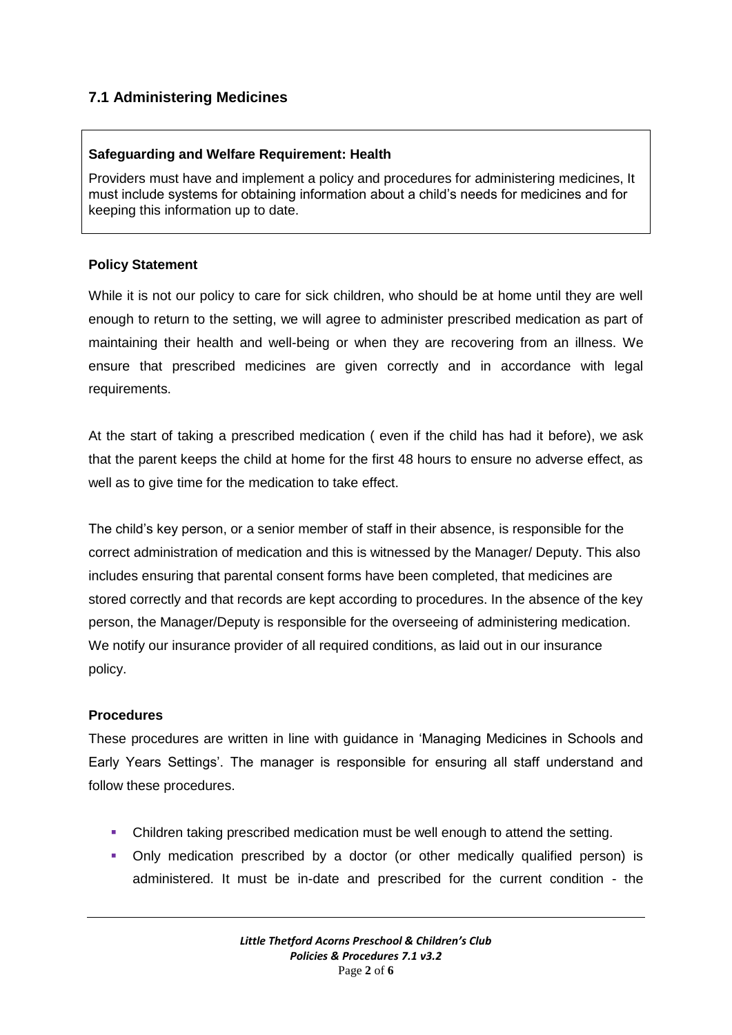## 7.1 Administering Medicines

> **Safeguarding and Welfare Requirement: Health**
>
> Providers must have and implement a policy and procedures for administering medicines, It must include systems for obtaining information about a child's needs for medicines and for keeping this information up to date.

### Policy Statement

While it is not our policy to care for sick children, who should be at home until they are well enough to return to the setting, we will agree to administer prescribed medication as part of maintaining their health and well-being or when they are recovering from an illness. We ensure that prescribed medicines are given correctly and in accordance with legal requirements.

At the start of taking a prescribed medication ( even if the child has had it before), we ask that the parent keeps the child at home for the first 48 hours to ensure no adverse effect, as well as to give time for the medication to take effect.

The child's key person, or a senior member of staff in their absence, is responsible for the correct administration of medication and this is witnessed by the Manager/ Deputy. This also includes ensuring that parental consent forms have been completed, that medicines are stored correctly and that records are kept according to procedures. In the absence of the key person, the Manager/Deputy is responsible for the overseeing of administering medication. We notify our insurance provider of all required conditions, as laid out in our insurance policy.

### Procedures

These procedures are written in line with guidance in 'Managing Medicines in Schools and Early Years Settings'. The manager is responsible for ensuring all staff understand and follow these procedures.

- Children taking prescribed medication must be well enough to attend the setting.
- Only medication prescribed by a doctor (or other medically qualified person) is administered. It must be in-date and prescribed for the current condition - the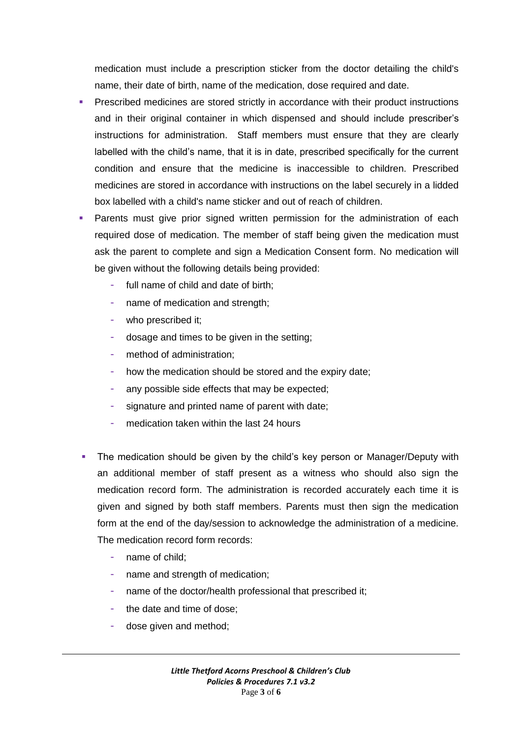medication must include a prescription sticker from the doctor detailing the child's name, their date of birth, name of the medication, dose required and date.

- Prescribed medicines are stored strictly in accordance with their product instructions and in their original container in which dispensed and should include prescriber's instructions for administration. Staff members must ensure that they are clearly labelled with the child's name, that it is in date, prescribed specifically for the current condition and ensure that the medicine is inaccessible to children. Prescribed medicines are stored in accordance with instructions on the label securely in a lidded box labelled with a child's name sticker and out of reach of children.
- Parents must give prior signed written permission for the administration of each required dose of medication. The member of staff being given the medication must ask the parent to complete and sign a Medication Consent form. No medication will be given without the following details being provided:
  - full name of child and date of birth;
  - name of medication and strength;
  - who prescribed it;
  - dosage and times to be given in the setting;
  - method of administration;
  - how the medication should be stored and the expiry date;
  - any possible side effects that may be expected;
  - signature and printed name of parent with date;
  - medication taken within the last 24 hours
- The medication should be given by the child's key person or Manager/Deputy with an additional member of staff present as a witness who should also sign the medication record form. The administration is recorded accurately each time it is given and signed by both staff members. Parents must then sign the medication form at the end of the day/session to acknowledge the administration of a medicine. The medication record form records:
  - name of child;
  - name and strength of medication;
  - name of the doctor/health professional that prescribed it;
  - the date and time of dose;
  - dose given and method;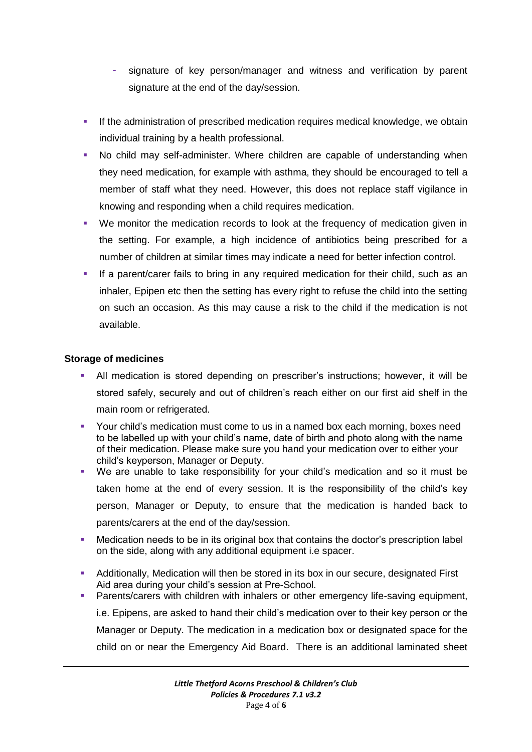- signature of key person/manager and witness and verification by parent signature at the end of the day/session.

- If the administration of prescribed medication requires medical knowledge, we obtain individual training by a health professional.
- No child may self-administer. Where children are capable of understanding when they need medication, for example with asthma, they should be encouraged to tell a member of staff what they need. However, this does not replace staff vigilance in knowing and responding when a child requires medication.
- We monitor the medication records to look at the frequency of medication given in the setting. For example, a high incidence of antibiotics being prescribed for a number of children at similar times may indicate a need for better infection control.
- If a parent/carer fails to bring in any required medication for their child, such as an inhaler, Epipen etc then the setting has every right to refuse the child into the setting on such an occasion. As this may cause a risk to the child if the medication is not available.

**Storage of medicines**

- All medication is stored depending on prescriber's instructions; however, it will be stored safely, securely and out of children's reach either on our first aid shelf in the main room or refrigerated.
- Your child's medication must come to us in a named box each morning, boxes need to be labelled up with your child's name, date of birth and photo along with the name of their medication. Please make sure you hand your medication over to either your child's keyperson, Manager or Deputy.
- We are unable to take responsibility for your child's medication and so it must be taken home at the end of every session. It is the responsibility of the child's key person, Manager or Deputy, to ensure that the medication is handed back to parents/carers at the end of the day/session.
- Medication needs to be in its original box that contains the doctor's prescription label on the side, along with any additional equipment i.e spacer.
- Additionally, Medication will then be stored in its box in our secure, designated First Aid area during your child's session at Pre-School.
- Parents/carers with children with inhalers or other emergency life-saving equipment, i.e. Epipens, are asked to hand their child's medication over to their key person or the Manager or Deputy. The medication in a medication box or designated space for the child on or near the Emergency Aid Board. There is an additional laminated sheet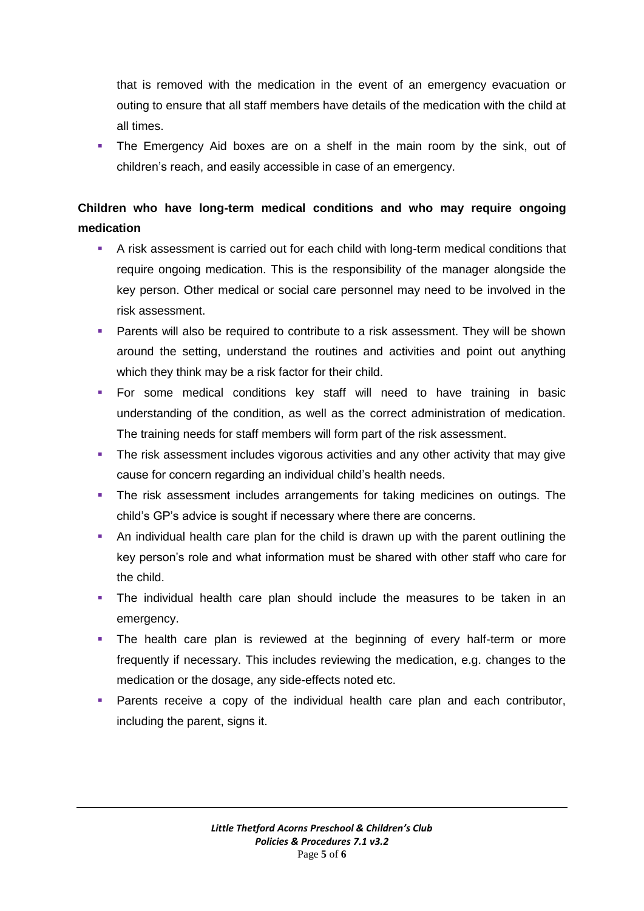that is removed with the medication in the event of an emergency evacuation or outing to ensure that all staff members have details of the medication with the child at all times.

- The Emergency Aid boxes are on a shelf in the main room by the sink, out of children's reach, and easily accessible in case of an emergency.

**Children who have long-term medical conditions and who may require ongoing medication**

- A risk assessment is carried out for each child with long-term medical conditions that require ongoing medication. This is the responsibility of the manager alongside the key person. Other medical or social care personnel may need to be involved in the risk assessment.
- Parents will also be required to contribute to a risk assessment. They will be shown around the setting, understand the routines and activities and point out anything which they think may be a risk factor for their child.
- For some medical conditions key staff will need to have training in basic understanding of the condition, as well as the correct administration of medication. The training needs for staff members will form part of the risk assessment.
- The risk assessment includes vigorous activities and any other activity that may give cause for concern regarding an individual child's health needs.
- The risk assessment includes arrangements for taking medicines on outings. The child's GP's advice is sought if necessary where there are concerns.
- An individual health care plan for the child is drawn up with the parent outlining the key person's role and what information must be shared with other staff who care for the child.
- The individual health care plan should include the measures to be taken in an emergency.
- The health care plan is reviewed at the beginning of every half-term or more frequently if necessary. This includes reviewing the medication, e.g. changes to the medication or the dosage, any side-effects noted etc.
- Parents receive a copy of the individual health care plan and each contributor, including the parent, signs it.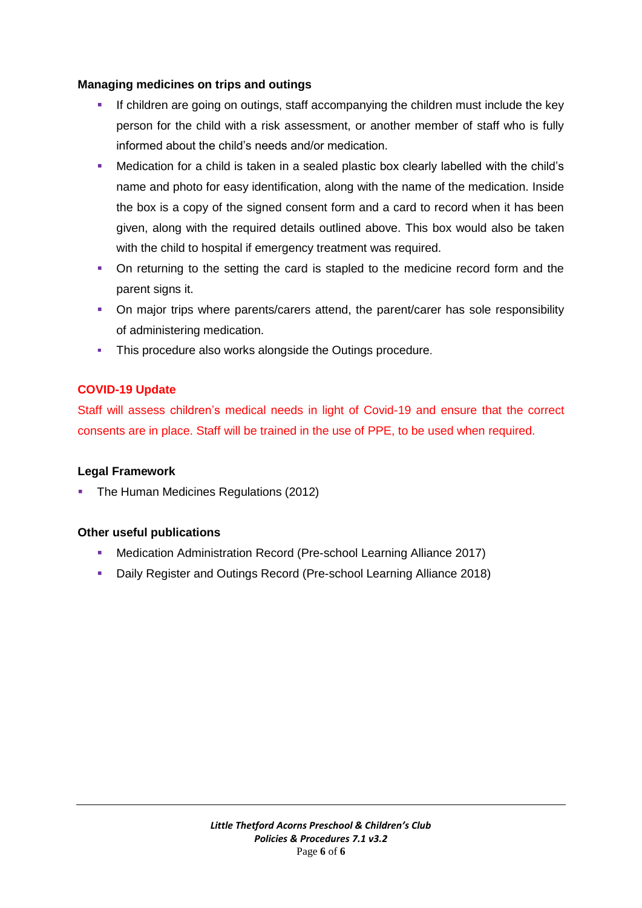**Managing medicines on trips and outings**

- If children are going on outings, staff accompanying the children must include the key person for the child with a risk assessment, or another member of staff who is fully informed about the child's needs and/or medication.
- Medication for a child is taken in a sealed plastic box clearly labelled with the child's name and photo for easy identification, along with the name of the medication. Inside the box is a copy of the signed consent form and a card to record when it has been given, along with the required details outlined above. This box would also be taken with the child to hospital if emergency treatment was required.
- On returning to the setting the card is stapled to the medicine record form and the parent signs it.
- On major trips where parents/carers attend, the parent/carer has sole responsibility of administering medication.
- This procedure also works alongside the Outings procedure.

**COVID-19 Update**

Staff will assess children's medical needs in light of Covid-19 and ensure that the correct consents are in place. Staff will be trained in the use of PPE, to be used when required.

**Legal Framework**

- The Human Medicines Regulations (2012)

**Other useful publications**

- Medication Administration Record (Pre-school Learning Alliance 2017)
- Daily Register and Outings Record (Pre-school Learning Alliance 2018)